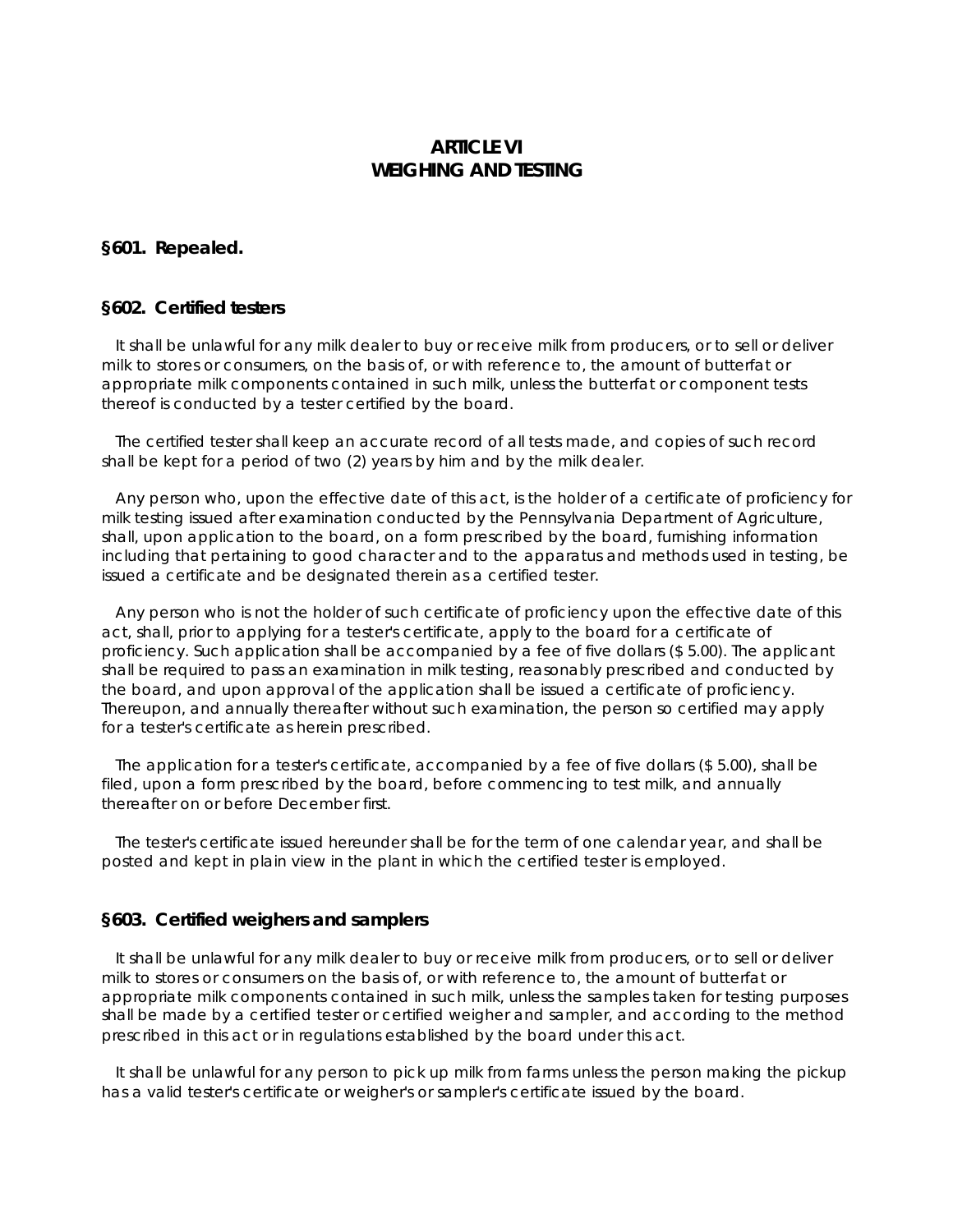# ARTICLE VI
# WEIGHING AND TESTING

## §601. Repealed.

## §602. Certified testers

It shall be unlawful for any milk dealer to buy or receive milk from producers, or to sell or deliver milk to stores or consumers, on the basis of, or with reference to, the amount of butterfat or appropriate milk components contained in such milk, unless the butterfat or component tests thereof is conducted by a tester certified by the board.

The certified tester shall keep an accurate record of all tests made, and copies of such record shall be kept for a period of two (2) years by him and by the milk dealer.

Any person who, upon the effective date of this act, is the holder of a certificate of proficiency for milk testing issued after examination conducted by the Pennsylvania Department of Agriculture, shall, upon application to the board, on a form prescribed by the board, furnishing information including that pertaining to good character and to the apparatus and methods used in testing, be issued a certificate and be designated therein as a certified tester.

Any person who is not the holder of such certificate of proficiency upon the effective date of this act, shall, prior to applying for a tester's certificate, apply to the board for a certificate of proficiency. Such application shall be accompanied by a fee of five dollars ($ 5.00). The applicant shall be required to pass an examination in milk testing, reasonably prescribed and conducted by the board, and upon approval of the application shall be issued a certificate of proficiency. Thereupon, and annually thereafter without such examination, the person so certified may apply for a tester's certificate as herein prescribed.

The application for a tester's certificate, accompanied by a fee of five dollars ($ 5.00), shall be filed, upon a form prescribed by the board, before commencing to test milk, and annually thereafter on or before December first.

The tester's certificate issued hereunder shall be for the term of one calendar year, and shall be posted and kept in plain view in the plant in which the certified tester is employed.

## §603. Certified weighers and samplers

It shall be unlawful for any milk dealer to buy or receive milk from producers, or to sell or deliver milk to stores or consumers on the basis of, or with reference to, the amount of butterfat or appropriate milk components contained in such milk, unless the samples taken for testing purposes shall be made by a certified tester or certified weigher and sampler, and according to the method prescribed in this act or in regulations established by the board under this act.

It shall be unlawful for any person to pick up milk from farms unless the person making the pickup has a valid tester's certificate or weigher's or sampler's certificate issued by the board.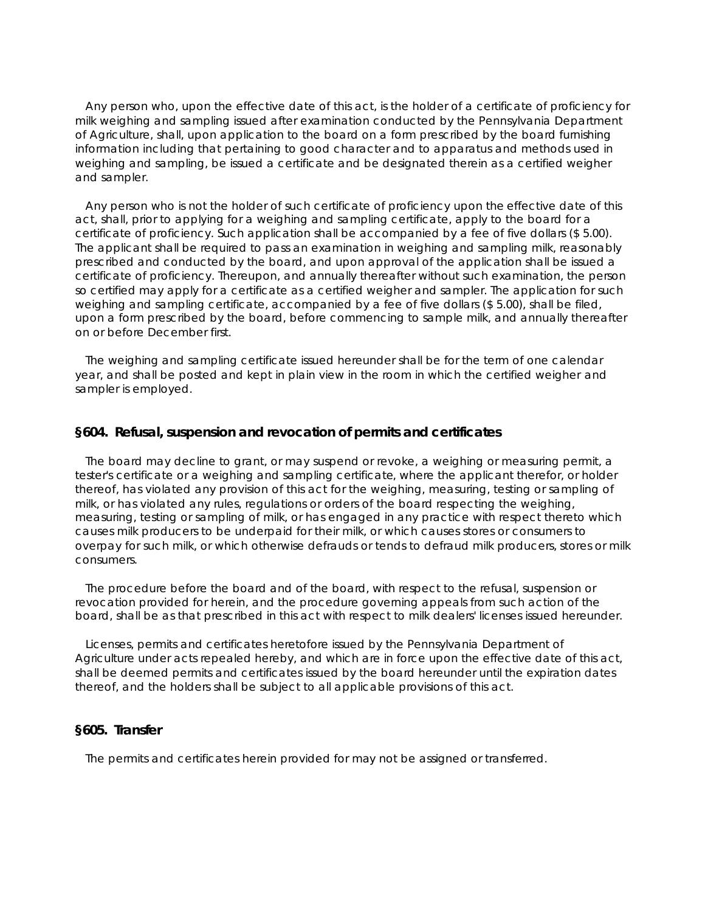Any person who, upon the effective date of this act, is the holder of a certificate of proficiency for milk weighing and sampling issued after examination conducted by the Pennsylvania Department of Agriculture, shall, upon application to the board on a form prescribed by the board furnishing information including that pertaining to good character and to apparatus and methods used in weighing and sampling, be issued a certificate and be designated therein as a certified weigher and sampler.

Any person who is not the holder of such certificate of proficiency upon the effective date of this act, shall, prior to applying for a weighing and sampling certificate, apply to the board for a certificate of proficiency. Such application shall be accompanied by a fee of five dollars ($ 5.00). The applicant shall be required to pass an examination in weighing and sampling milk, reasonably prescribed and conducted by the board, and upon approval of the application shall be issued a certificate of proficiency. Thereupon, and annually thereafter without such examination, the person so certified may apply for a certificate as a certified weigher and sampler. The application for such weighing and sampling certificate, accompanied by a fee of five dollars ($ 5.00), shall be filed, upon a form prescribed by the board, before commencing to sample milk, and annually thereafter on or before December first.

The weighing and sampling certificate issued hereunder shall be for the term of one calendar year, and shall be posted and kept in plain view in the room in which the certified weigher and sampler is employed.

### §604. Refusal, suspension and revocation of permits and certificates

The board may decline to grant, or may suspend or revoke, a weighing or measuring permit, a tester's certificate or a weighing and sampling certificate, where the applicant therefor, or holder thereof, has violated any provision of this act for the weighing, measuring, testing or sampling of milk, or has violated any rules, regulations or orders of the board respecting the weighing, measuring, testing or sampling of milk, or has engaged in any practice with respect thereto which causes milk producers to be underpaid for their milk, or which causes stores or consumers to overpay for such milk, or which otherwise defrauds or tends to defraud milk producers, stores or milk consumers.

The procedure before the board and of the board, with respect to the refusal, suspension or revocation provided for herein, and the procedure governing appeals from such action of the board, shall be as that prescribed in this act with respect to milk dealers' licenses issued hereunder.

Licenses, permits and certificates heretofore issued by the Pennsylvania Department of Agriculture under acts repealed hereby, and which are in force upon the effective date of this act, shall be deemed permits and certificates issued by the board hereunder until the expiration dates thereof, and the holders shall be subject to all applicable provisions of this act.

### §605. Transfer

The permits and certificates herein provided for may not be assigned or transferred.